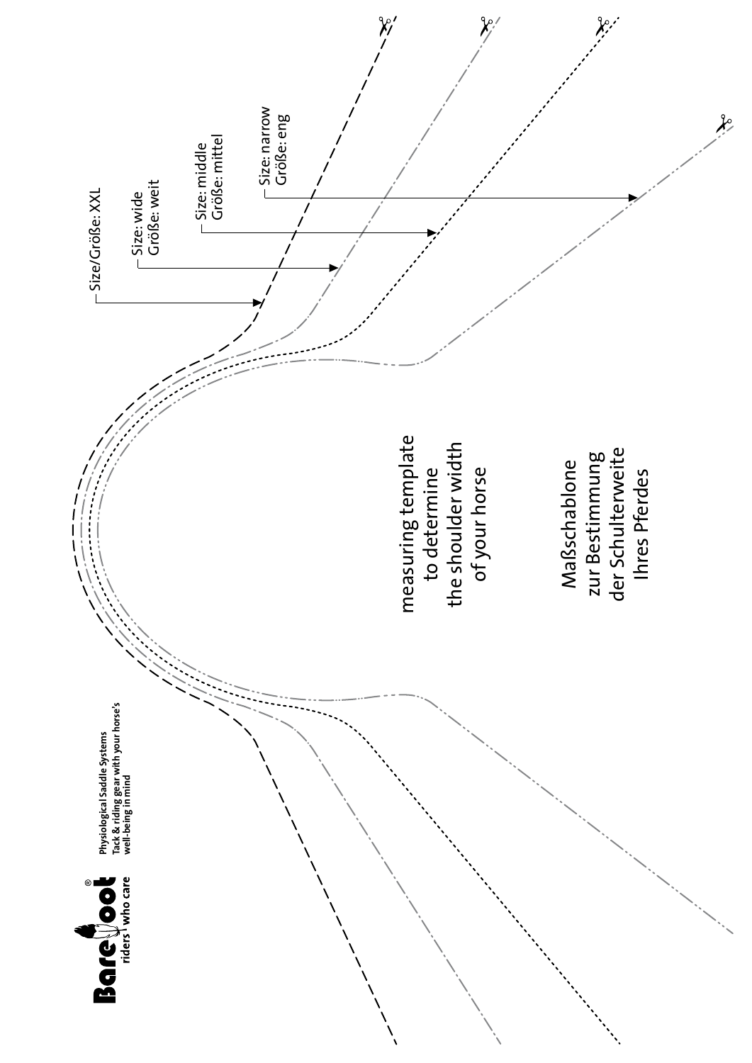Barefoot®
riders who care

Physiological Saddle Systems
Tack & riding gear with your horse's well-being in mind

Size/Größe: XXL

Size: wide
Größe: weit

Size: middle
Größe: mittel

Size: narrow
Größe: eng

measuring template
to determine
the shoulder width
of your horse

Maßschablone
zur Bestimmung
der Schulterweite
Ihres Pferdes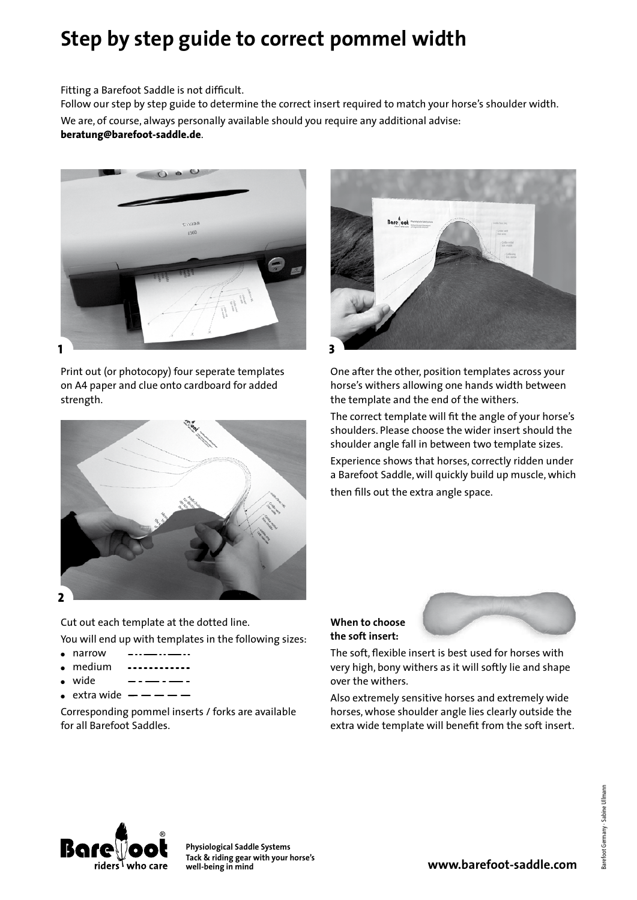# Step by step guide to correct pommel width

Fitting a Barefoot Saddle is not difficult.
Follow our step by step guide to determine the correct insert required to match your horse's shoulder width.
We are, of course, always personally available should you require any additional advise:
**beratung@barefoot-saddle.de**.

1

Print out (or photocopy) four seperate templates on A4 paper and clue onto cardboard for added strength.

2

Cut out each template at the dotted line.

You will end up with templates in the following sizes:

- narrow
- medium
- wide
- extra wide

Corresponding pommel inserts / forks are available for all Barefoot Saddles.

3

One after the other, position templates across your horse's withers allowing one hands width between the template and the end of the withers.

The correct template will fit the angle of your horse's shoulders. Please choose the wider insert should the shoulder angle fall in between two template sizes.

Experience shows that horses, correctly ridden under a Barefoot Saddle, will quickly build up muscle, which then fills out the extra angle space.

**When to choose the soft insert:**

The soft, flexible insert is best used for horses with very high, bony withers as it will softly lie and shape over the withers.

Also extremely sensitive horses and extremely wide horses, whose shoulder angle lies clearly outside the extra wide template will benefit from the soft insert.

Barefoot riders who care

**Physiological Saddle Systems**
**Tack & riding gear with your horse's well-being in mind**

**www.barefoot-saddle.com**

Barefoot Germany · Sabine Ullmann